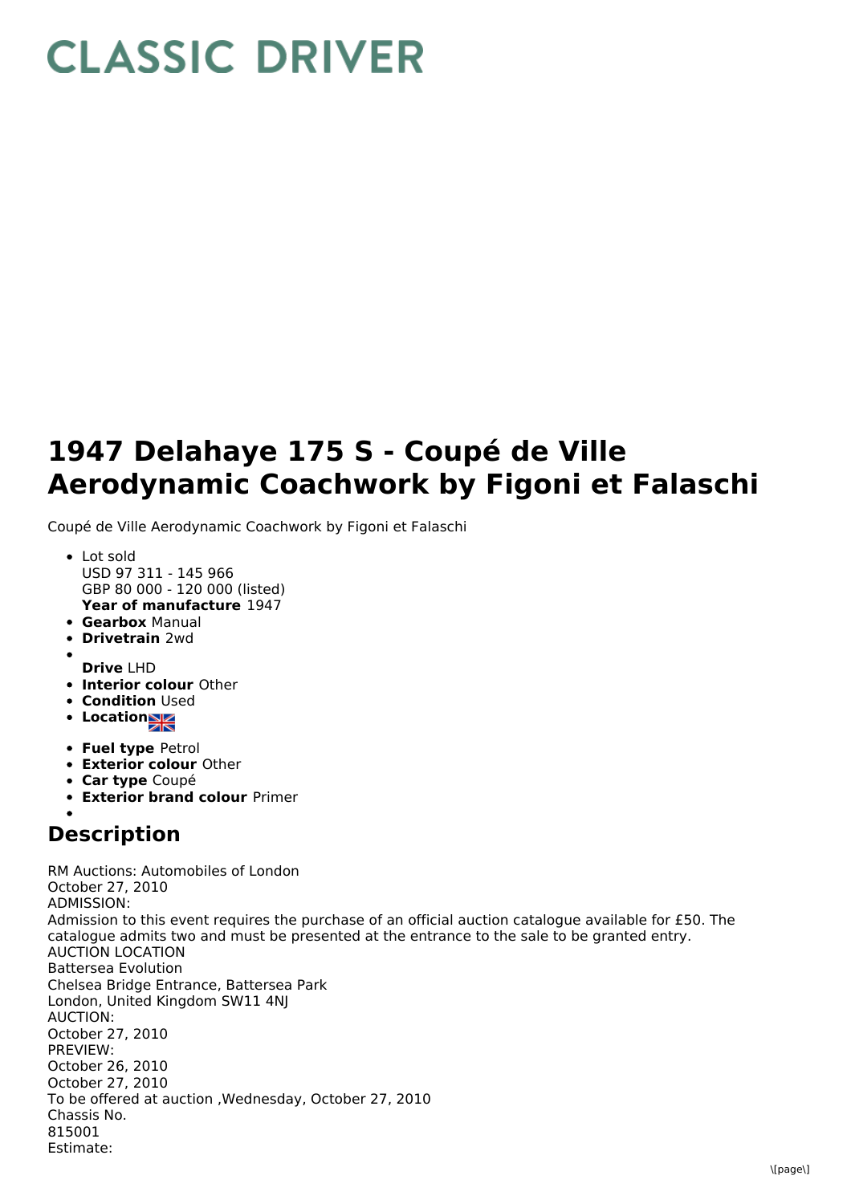# CLASSIC DRIVER

# 1947 Delahaye 175 S - Coupé de Ville Aerodynamic Coachwork by Figoni et Falaschi

Coupé de Ville Aerodynamic Coachwork by Figoni et Falaschi

- Lot sold
  USD 97 311 - 145 966
  GBP 80 000 - 120 000 (listed)
  **Year of manufacture** 1947
- **Gearbox** Manual
- **Drivetrain** 2wd
- 
  **Drive** LHD
- **Interior colour** Other
- **Condition** Used
- **Location**
- **Fuel type** Petrol
- **Exterior colour** Other
- **Car type** Coupé
- **Exterior brand colour** Primer
- 

## Description

RM Auctions: Automobiles of London
October 27, 2010
ADMISSION:
Admission to this event requires the purchase of an official auction catalogue available for £50. The catalogue admits two and must be presented at the entrance to the sale to be granted entry.
AUCTION LOCATION
Battersea Evolution
Chelsea Bridge Entrance, Battersea Park
London, United Kingdom SW11 4NJ
AUCTION:
October 27, 2010
PREVIEW:
October 26, 2010
October 27, 2010
To be offered at auction ,Wednesday, October 27, 2010
Chassis No.
815001
Estimate: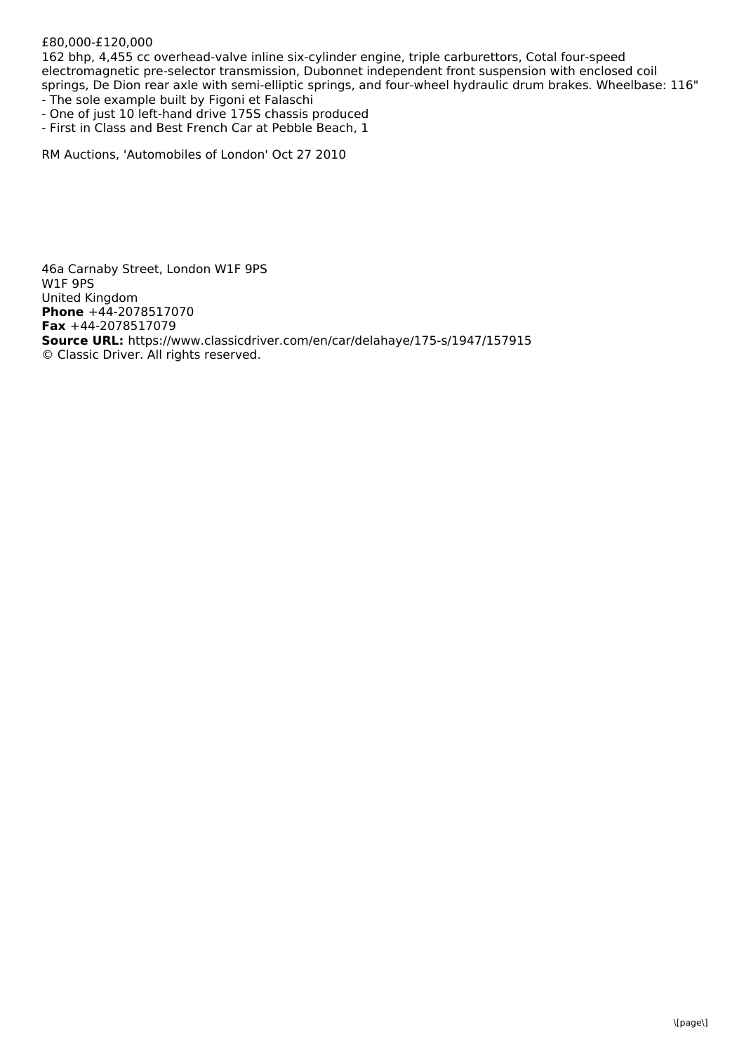£80,000-£120,000
162 bhp, 4,455 cc overhead-valve inline six-cylinder engine, triple carburettors, Cotal four-speed electromagnetic pre-selector transmission, Dubonnet independent front suspension with enclosed coil springs, De Dion rear axle with semi-elliptic springs, and four-wheel hydraulic drum brakes. Wheelbase: 116"
- The sole example built by Figoni et Falaschi
- One of just 10 left-hand drive 175S chassis produced
- First in Class and Best French Car at Pebble Beach, 1

RM Auctions, 'Automobiles of London' Oct 27 2010

46a Carnaby Street, London W1F 9PS
W1F 9PS
United Kingdom
**Phone** +44-2078517070
**Fax** +44-2078517079
**Source URL:** https://www.classicdriver.com/en/car/delahaye/175-s/1947/157915
© Classic Driver. All rights reserved.